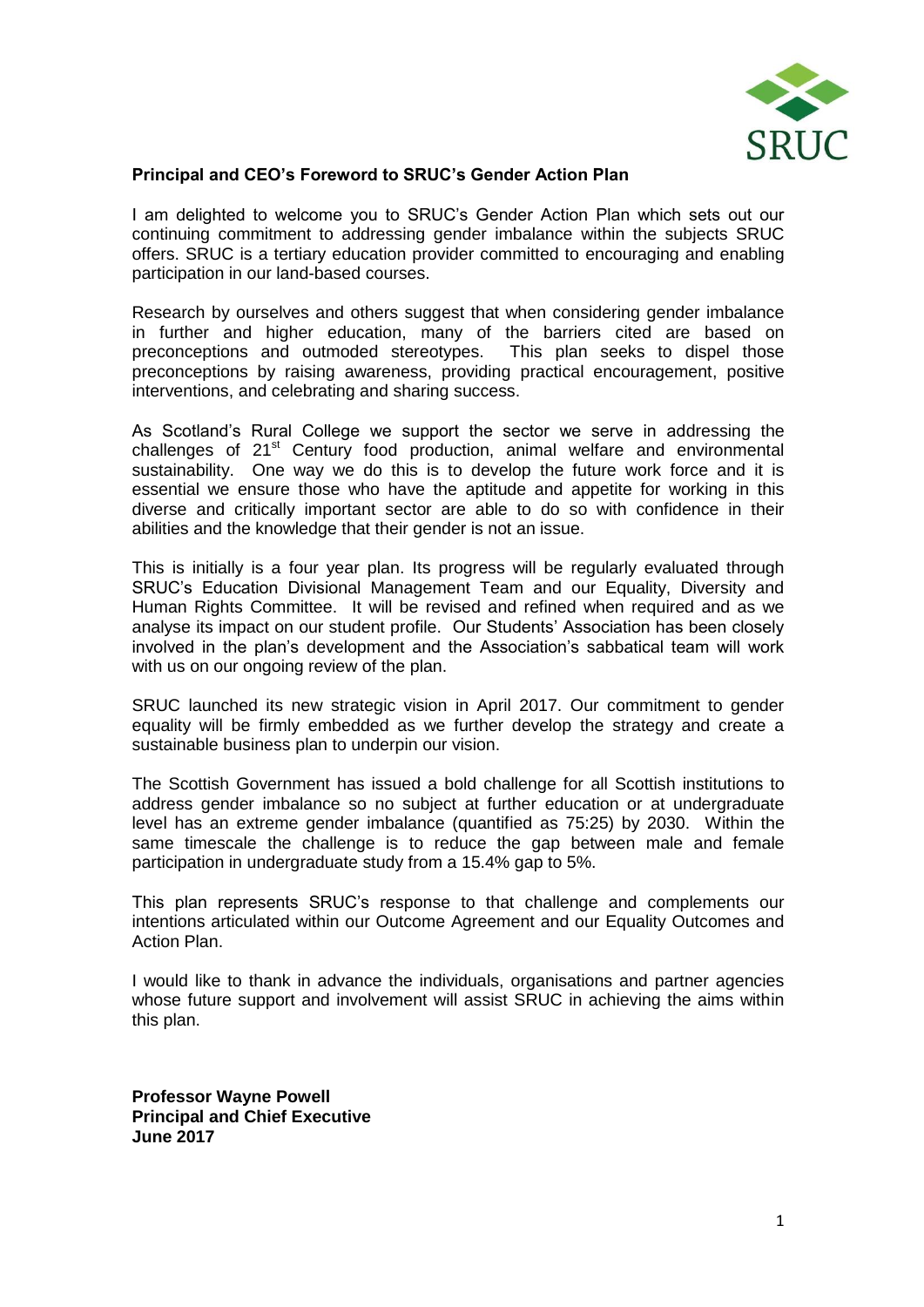**Principal and CEO's Foreword to SRUC's Gender Action Plan**

I am delighted to welcome you to SRUC's Gender Action Plan which sets out our continuing commitment to addressing gender imbalance within the subjects SRUC offers. SRUC is a tertiary education provider committed to encouraging and enabling participation in our land-based courses.

Research by ourselves and others suggest that when considering gender imbalance in further and higher education, many of the barriers cited are based on preconceptions and outmoded stereotypes. This plan seeks to dispel those preconceptions by raising awareness, providing practical encouragement, positive interventions, and celebrating and sharing success.

As Scotland's Rural College we support the sector we serve in addressing the challenges of 21st Century food production, animal welfare and environmental sustainability. One way we do this is to develop the future work force and it is essential we ensure those who have the aptitude and appetite for working in this diverse and critically important sector are able to do so with confidence in their abilities and the knowledge that their gender is not an issue.

This is initially is a four year plan. Its progress will be regularly evaluated through SRUC's Education Divisional Management Team and our Equality, Diversity and Human Rights Committee. It will be revised and refined when required and as we analyse its impact on our student profile. Our Students' Association has been closely involved in the plan's development and the Association's sabbatical team will work with us on our ongoing review of the plan.

SRUC launched its new strategic vision in April 2017. Our commitment to gender equality will be firmly embedded as we further develop the strategy and create a sustainable business plan to underpin our vision.

The Scottish Government has issued a bold challenge for all Scottish institutions to address gender imbalance so no subject at further education or at undergraduate level has an extreme gender imbalance (quantified as 75:25) by 2030. Within the same timescale the challenge is to reduce the gap between male and female participation in undergraduate study from a 15.4% gap to 5%.

This plan represents SRUC's response to that challenge and complements our intentions articulated within our Outcome Agreement and our Equality Outcomes and Action Plan.

I would like to thank in advance the individuals, organisations and partner agencies whose future support and involvement will assist SRUC in achieving the aims within this plan.

**Professor Wayne Powell**
**Principal and Chief Executive**
**June 2017**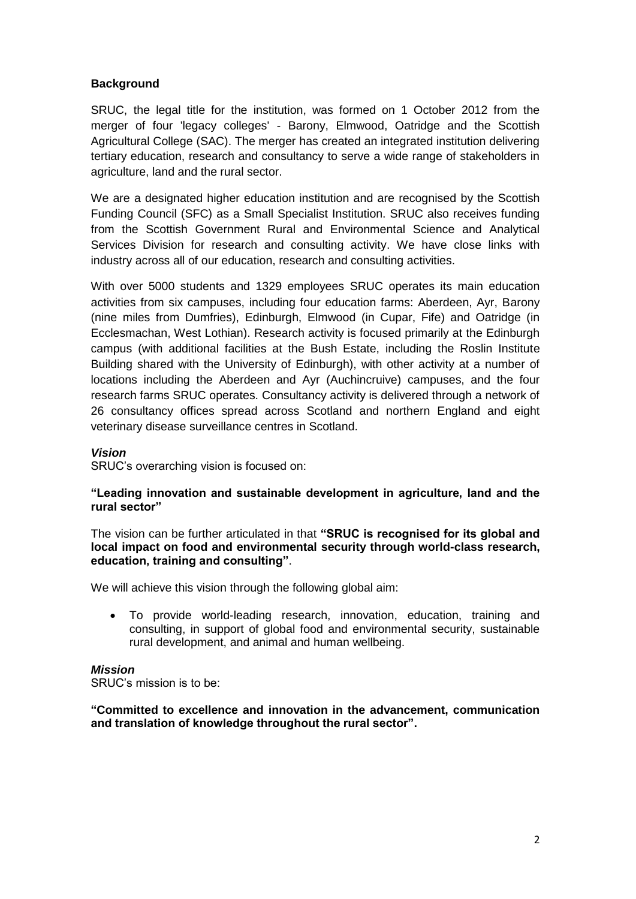## Background

SRUC, the legal title for the institution, was formed on 1 October 2012 from the merger of four 'legacy colleges' - Barony, Elmwood, Oatridge and the Scottish Agricultural College (SAC). The merger has created an integrated institution delivering tertiary education, research and consultancy to serve a wide range of stakeholders in agriculture, land and the rural sector.

We are a designated higher education institution and are recognised by the Scottish Funding Council (SFC) as a Small Specialist Institution. SRUC also receives funding from the Scottish Government Rural and Environmental Science and Analytical Services Division for research and consulting activity. We have close links with industry across all of our education, research and consulting activities.

With over 5000 students and 1329 employees SRUC operates its main education activities from six campuses, including four education farms: Aberdeen, Ayr, Barony (nine miles from Dumfries), Edinburgh, Elmwood (in Cupar, Fife) and Oatridge (in Ecclesmachan, West Lothian). Research activity is focused primarily at the Edinburgh campus (with additional facilities at the Bush Estate, including the Roslin Institute Building shared with the University of Edinburgh), with other activity at a number of locations including the Aberdeen and Ayr (Auchincruive) campuses, and the four research farms SRUC operates. Consultancy activity is delivered through a network of 26 consultancy offices spread across Scotland and northern England and eight veterinary disease surveillance centres in Scotland.

### *Vision*

SRUC's overarching vision is focused on:

**"Leading innovation and sustainable development in agriculture, land and the rural sector"**

The vision can be further articulated in that **"SRUC is recognised for its global and local impact on food and environmental security through world-class research, education, training and consulting"**.

We will achieve this vision through the following global aim:

- To provide world-leading research, innovation, education, training and consulting, in support of global food and environmental security, sustainable rural development, and animal and human wellbeing.

### *Mission*

SRUC's mission is to be:

**"Committed to excellence and innovation in the advancement, communication and translation of knowledge throughout the rural sector".**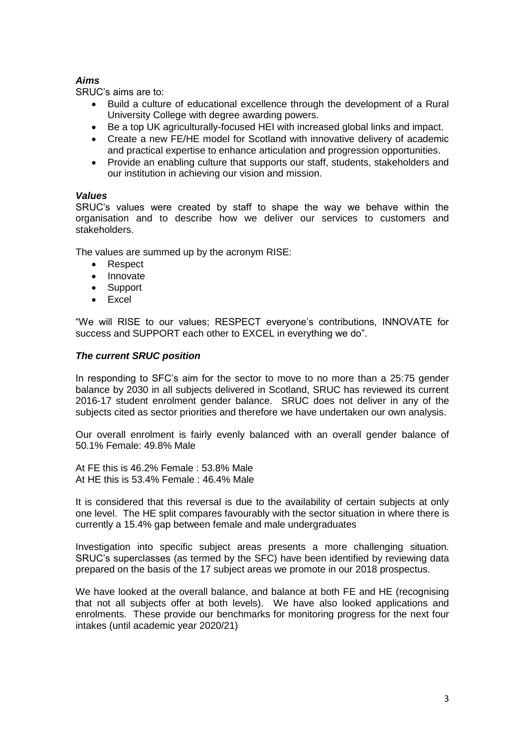***Aims***

SRUC's aims are to:

- Build a culture of educational excellence through the development of a Rural University College with degree awarding powers.
- Be a top UK agriculturally-focused HEI with increased global links and impact.
- Create a new FE/HE model for Scotland with innovative delivery of academic and practical expertise to enhance articulation and progression opportunities.
- Provide an enabling culture that supports our staff, students, stakeholders and our institution in achieving our vision and mission.

***Values***

SRUC's values were created by staff to shape the way we behave within the organisation and to describe how we deliver our services to customers and stakeholders.

The values are summed up by the acronym RISE:

- Respect
- Innovate
- Support
- Excel

"We will RISE to our values; RESPECT everyone's contributions, INNOVATE for success and SUPPORT each other to EXCEL in everything we do".

***The current SRUC position***

In responding to SFC's aim for the sector to move to no more than a 25:75 gender balance by 2030 in all subjects delivered in Scotland, SRUC has reviewed its current 2016-17 student enrolment gender balance. SRUC does not deliver in any of the subjects cited as sector priorities and therefore we have undertaken our own analysis.

Our overall enrolment is fairly evenly balanced with an overall gender balance of 50.1% Female: 49.8% Male

At FE this is 46.2% Female : 53.8% Male
At HE this is 53.4% Female : 46.4% Male

It is considered that this reversal is due to the availability of certain subjects at only one level. The HE split compares favourably with the sector situation in where there is currently a 15.4% gap between female and male undergraduates

Investigation into specific subject areas presents a more challenging situation. SRUC's superclasses (as termed by the SFC) have been identified by reviewing data prepared on the basis of the 17 subject areas we promote in our 2018 prospectus.

We have looked at the overall balance, and balance at both FE and HE (recognising that not all subjects offer at both levels). We have also looked applications and enrolments. These provide our benchmarks for monitoring progress for the next four intakes (until academic year 2020/21)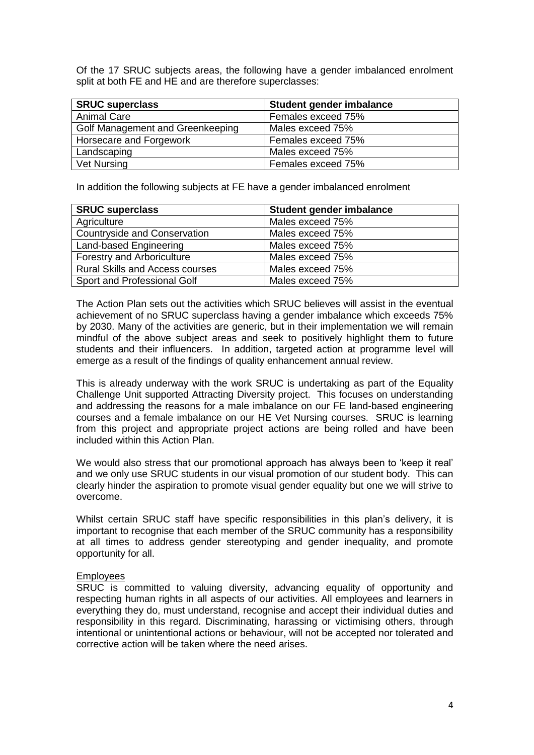Of the 17 SRUC subjects areas, the following have a gender imbalanced enrolment split at both FE and HE and are therefore superclasses:

| SRUC superclass | Student gender imbalance |
| --- | --- |
| Animal Care | Females exceed 75% |
| Golf Management and Greenkeeping | Males exceed 75% |
| Horsecare and Forgework | Females exceed 75% |
| Landscaping | Males exceed 75% |
| Vet Nursing | Females exceed 75% |

In addition the following subjects at FE have a gender imbalanced enrolment

| SRUC superclass | Student gender imbalance |
| --- | --- |
| Agriculture | Males exceed 75% |
| Countryside and Conservation | Males exceed 75% |
| Land-based Engineering | Males exceed 75% |
| Forestry and Arboriculture | Males exceed 75% |
| Rural Skills and Access courses | Males exceed 75% |
| Sport and Professional Golf | Males exceed 75% |

The Action Plan sets out the activities which SRUC believes will assist in the eventual achievement of no SRUC superclass having a gender imbalance which exceeds 75% by 2030. Many of the activities are generic, but in their implementation we will remain mindful of the above subject areas and seek to positively highlight them to future students and their influencers. In addition, targeted action at programme level will emerge as a result of the findings of quality enhancement annual review.

This is already underway with the work SRUC is undertaking as part of the Equality Challenge Unit supported Attracting Diversity project. This focuses on understanding and addressing the reasons for a male imbalance on our FE land-based engineering courses and a female imbalance on our HE Vet Nursing courses. SRUC is learning from this project and appropriate project actions are being rolled and have been included within this Action Plan.

We would also stress that our promotional approach has always been to 'keep it real' and we only use SRUC students in our visual promotion of our student body. This can clearly hinder the aspiration to promote visual gender equality but one we will strive to overcome.

Whilst certain SRUC staff have specific responsibilities in this plan's delivery, it is important to recognise that each member of the SRUC community has a responsibility at all times to address gender stereotyping and gender inequality, and promote opportunity for all.

Employees

SRUC is committed to valuing diversity, advancing equality of opportunity and respecting human rights in all aspects of our activities. All employees and learners in everything they do, must understand, recognise and accept their individual duties and responsibility in this regard. Discriminating, harassing or victimising others, through intentional or unintentional actions or behaviour, will not be accepted nor tolerated and corrective action will be taken where the need arises.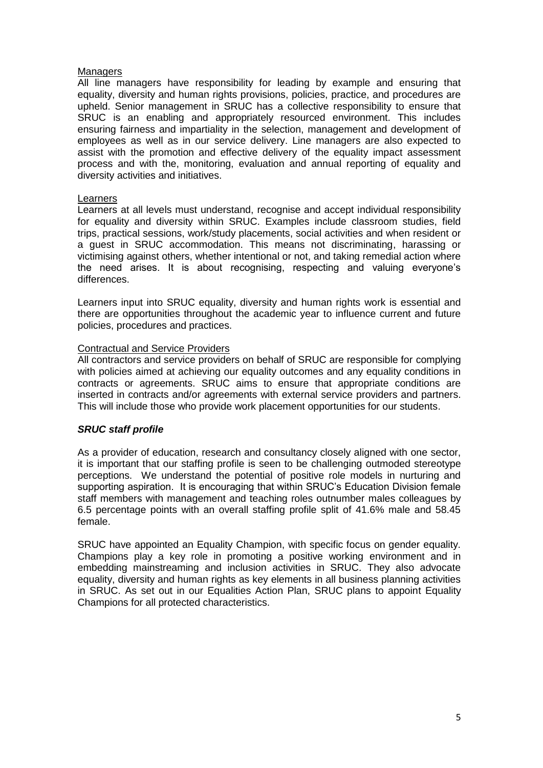Managers

All line managers have responsibility for leading by example and ensuring that equality, diversity and human rights provisions, policies, practice, and procedures are upheld. Senior management in SRUC has a collective responsibility to ensure that SRUC is an enabling and appropriately resourced environment. This includes ensuring fairness and impartiality in the selection, management and development of employees as well as in our service delivery. Line managers are also expected to assist with the promotion and effective delivery of the equality impact assessment process and with the, monitoring, evaluation and annual reporting of equality and diversity activities and initiatives.

Learners

Learners at all levels must understand, recognise and accept individual responsibility for equality and diversity within SRUC. Examples include classroom studies, field trips, practical sessions, work/study placements, social activities and when resident or a guest in SRUC accommodation. This means not discriminating, harassing or victimising against others, whether intentional or not, and taking remedial action where the need arises. It is about recognising, respecting and valuing everyone's differences.

Learners input into SRUC equality, diversity and human rights work is essential and there are opportunities throughout the academic year to influence current and future policies, procedures and practices.

Contractual and Service Providers

All contractors and service providers on behalf of SRUC are responsible for complying with policies aimed at achieving our equality outcomes and any equality conditions in contracts or agreements. SRUC aims to ensure that appropriate conditions are inserted in contracts and/or agreements with external service providers and partners. This will include those who provide work placement opportunities for our students.

### ***SRUC staff profile***

As a provider of education, research and consultancy closely aligned with one sector, it is important that our staffing profile is seen to be challenging outmoded stereotype perceptions. We understand the potential of positive role models in nurturing and supporting aspiration. It is encouraging that within SRUC's Education Division female staff members with management and teaching roles outnumber males colleagues by 6.5 percentage points with an overall staffing profile split of 41.6% male and 58.45 female.

SRUC have appointed an Equality Champion, with specific focus on gender equality. Champions play a key role in promoting a positive working environment and in embedding mainstreaming and inclusion activities in SRUC. They also advocate equality, diversity and human rights as key elements in all business planning activities in SRUC. As set out in our Equalities Action Plan, SRUC plans to appoint Equality Champions for all protected characteristics.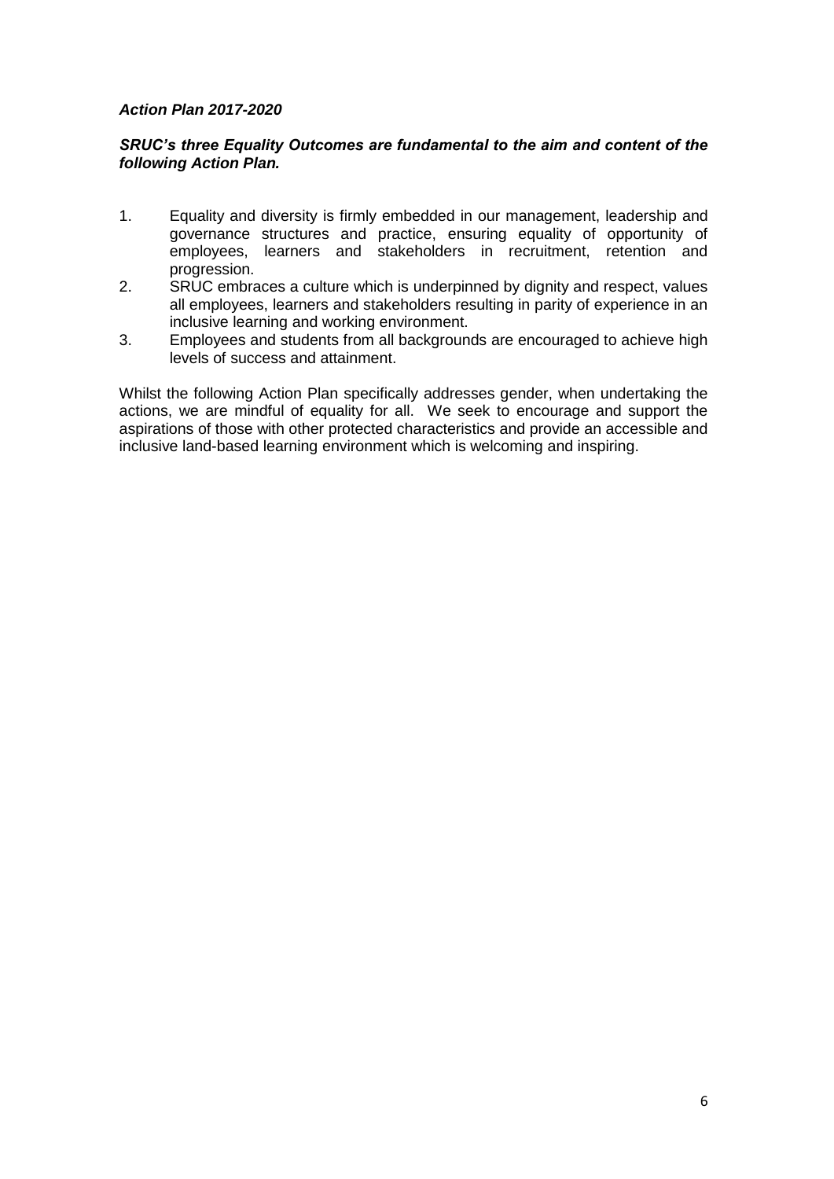***Action Plan 2017-2020***

***SRUC's three Equality Outcomes are fundamental to the aim and content of the following Action Plan.***

1. Equality and diversity is firmly embedded in our management, leadership and governance structures and practice, ensuring equality of opportunity of employees, learners and stakeholders in recruitment, retention and progression.
2. SRUC embraces a culture which is underpinned by dignity and respect, values all employees, learners and stakeholders resulting in parity of experience in an inclusive learning and working environment.
3. Employees and students from all backgrounds are encouraged to achieve high levels of success and attainment.

Whilst the following Action Plan specifically addresses gender, when undertaking the actions, we are mindful of equality for all. We seek to encourage and support the aspirations of those with other protected characteristics and provide an accessible and inclusive land-based learning environment which is welcoming and inspiring.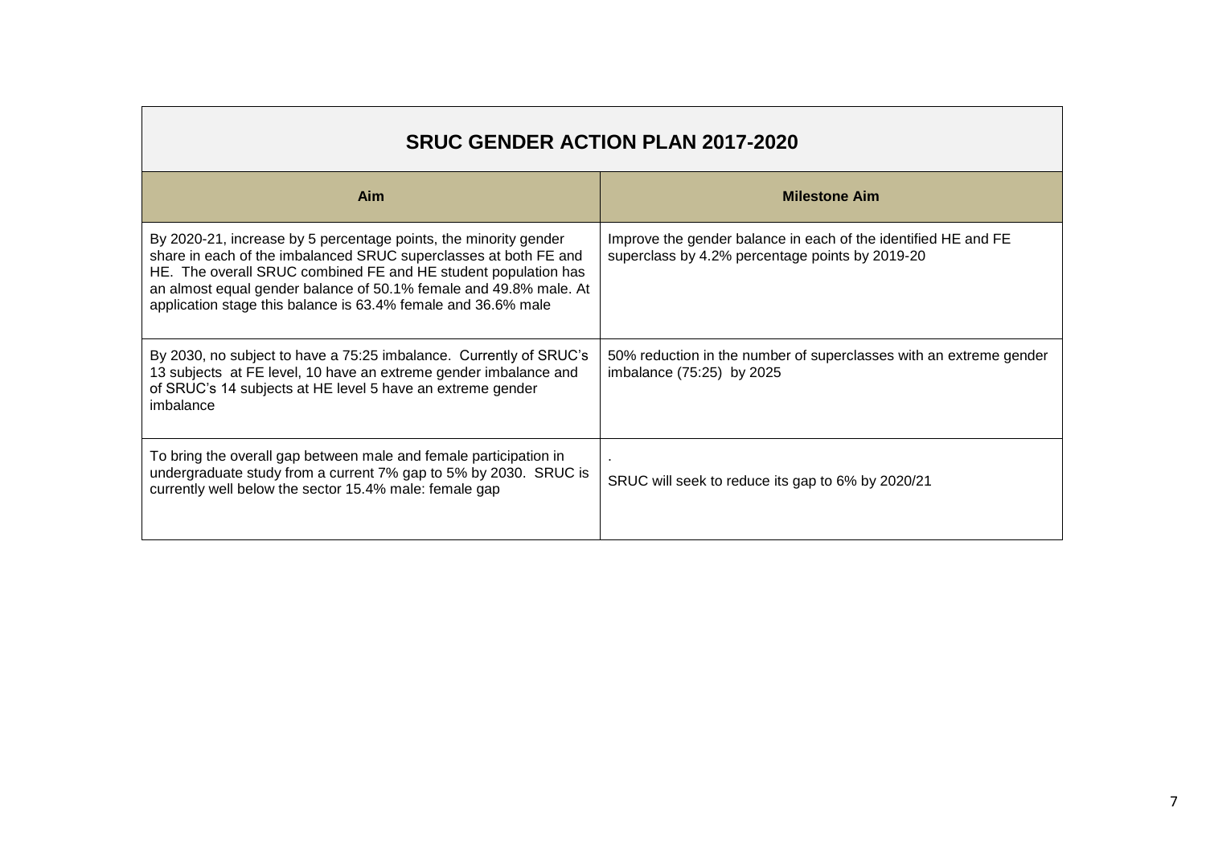| SRUC GENDER ACTION PLAN 2017-2020 | |
|---|---|
| **Aim** | **Milestone Aim** |
| By 2020-21, increase by 5 percentage points, the minority gender share in each of the imbalanced SRUC superclasses at both FE and HE. The overall SRUC combined FE and HE student population has an almost equal gender balance of 50.1% female and 49.8% male. At application stage this balance is 63.4% female and 36.6% male | Improve the gender balance in each of the identified HE and FE superclass by 4.2% percentage points by 2019-20 |
| By 2030, no subject to have a 75:25 imbalance. Currently of SRUC's 13 subjects at FE level, 10 have an extreme gender imbalance and of SRUC's 14 subjects at HE level 5 have an extreme gender imbalance | 50% reduction in the number of superclasses with an extreme gender imbalance (75:25) by 2025 |
| To bring the overall gap between male and female participation in undergraduate study from a current 7% gap to 5% by 2030. SRUC is currently well below the sector 15.4% male: female gap | . SRUC will seek to reduce its gap to 6% by 2020/21 |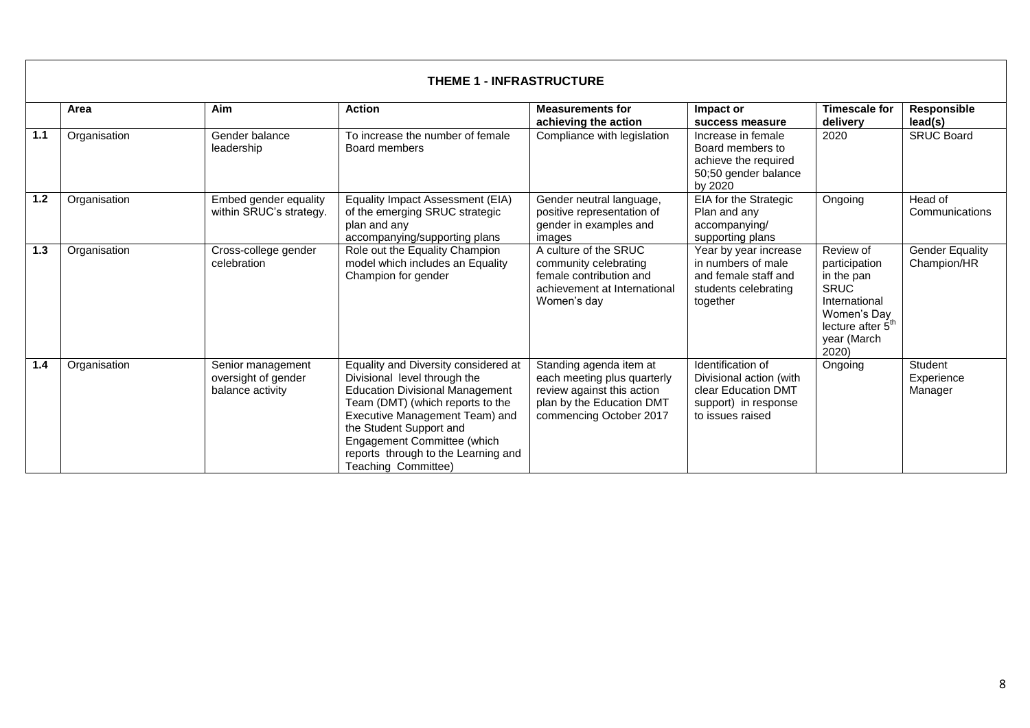| THEME 1 - INFRASTRUCTURE | | | | | | | |
|---|---|---|---|---|---|---|---|
| | **Area** | **Aim** | **Action** | **Measurements for achieving the action** | **Impact or success measure** | **Timescale for delivery** | **Responsible lead(s)** |
| **1.1** | Organisation | Gender balance leadership | To increase the number of female Board members | Compliance with legislation | Increase in female Board members to achieve the required 50;50 gender balance by 2020 | 2020 | SRUC Board |
| **1.2** | Organisation | Embed gender equality within SRUC's strategy. | Equality Impact Assessment (EIA) of the emerging SRUC strategic plan and any accompanying/supporting plans | Gender neutral language, positive representation of gender in examples and images | EIA for the Strategic Plan and any accompanying/ supporting plans | Ongoing | Head of Communications |
| **1.3** | Organisation | Cross-college gender celebration | Role out the Equality Champion model which includes an Equality Champion for gender | A culture of the SRUC community celebrating female contribution and achievement at International Women's day | Year by year increase in numbers of male and female staff and students celebrating together | Review of participation in the pan SRUC International Women's Day lecture after 5th year (March 2020) | Gender Equality Champion/HR |
| **1.4** | Organisation | Senior management oversight of gender balance activity | Equality and Diversity considered at Divisional level through the Education Divisional Management Team (DMT) (which reports to the Executive Management Team) and the Student Support and Engagement Committee (which reports through to the Learning and Teaching Committee) | Standing agenda item at each meeting plus quarterly review against this action plan by the Education DMT commencing October 2017 | Identification of Divisional action (with clear Education DMT support) in response to issues raised | Ongoing | Student Experience Manager |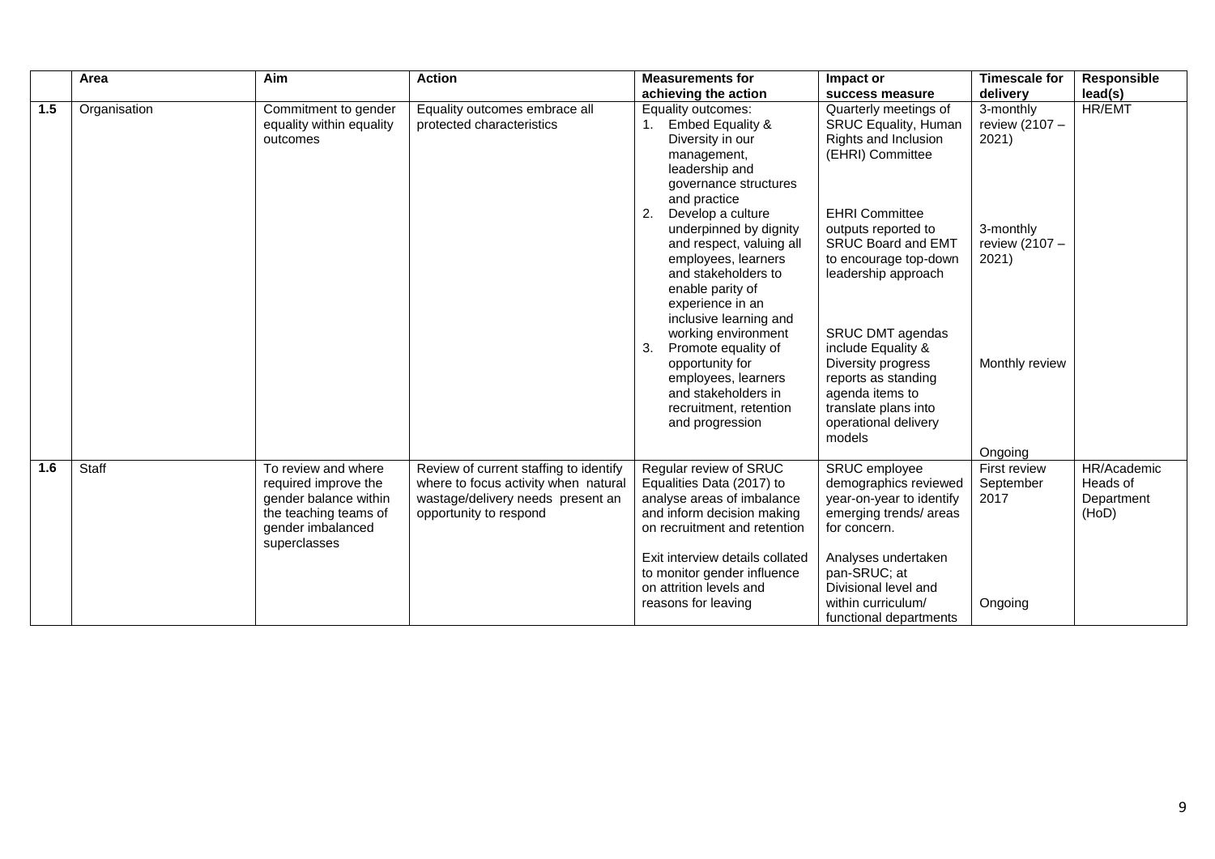| | Area | Aim | Action | Measurements for achieving the action | Impact or success measure | Timescale for delivery | Responsible lead(s) |
|---|---|---|---|---|---|---|---|
| **1.5** | Organisation | Commitment to gender equality within equality outcomes | Equality outcomes embrace all protected characteristics | Equality outcomes:<br>1. Embed Equality & Diversity in our management, leadership and governance structures and practice<br>2. Develop a culture underpinned by dignity and respect, valuing all employees, learners and stakeholders to enable parity of experience in an inclusive learning and working environment<br>3. Promote equality of opportunity for employees, learners and stakeholders in recruitment, retention and progression | Quarterly meetings of SRUC Equality, Human Rights and Inclusion (EHRI) Committee<br><br>EHRI Committee outputs reported to SRUC Board and EMT to encourage top-down leadership approach<br><br>SRUC DMT agendas include Equality & Diversity progress reports as standing agenda items to translate plans into operational delivery models | 3-monthly review (2107 – 2021)<br><br>3-monthly review (2107 – 2021)<br><br>Monthly review<br><br>Ongoing | HR/EMT |
| **1.6** | Staff | To review and where required improve the gender balance within the teaching teams of gender imbalanced superclasses | Review of current staffing to identify where to focus activity when natural wastage/delivery needs present an opportunity to respond | Regular review of SRUC Equalities Data (2017) to analyse areas of imbalance and inform decision making on recruitment and retention<br><br>Exit interview details collated to monitor gender influence on attrition levels and reasons for leaving | SRUC employee demographics reviewed year-on-year to identify emerging trends/ areas for concern.<br><br>Analyses undertaken pan-SRUC; at Divisional level and within curriculum/ functional departments | First review September 2017<br><br>Ongoing | HR/Academic Heads of Department (HoD) |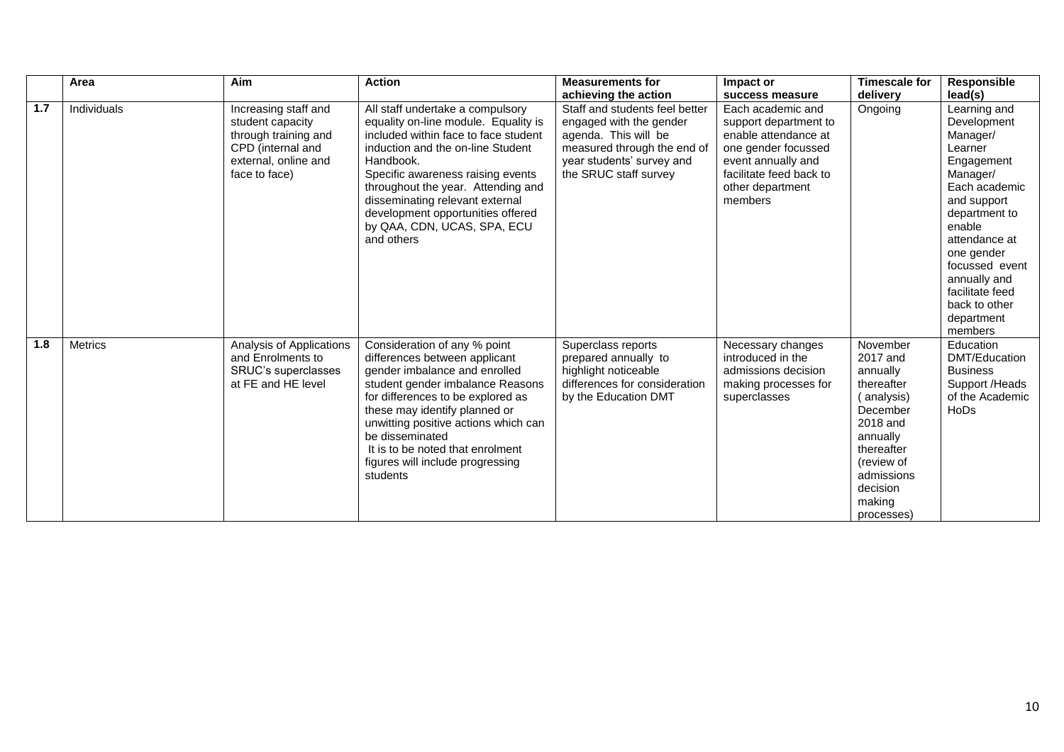|  | Area | Aim | Action | Measurements for achieving the action | Impact or success measure | Timescale for delivery | Responsible lead(s) |
|---|---|---|---|---|---|---|---|
| **1.7** | Individuals | Increasing staff and student capacity through training and CPD (internal and external, online and face to face) | All staff undertake a compulsory equality on-line module. Equality is included within face to face student induction and the on-line Student Handbook.<br>Specific awareness raising events throughout the year. Attending and disseminating relevant external development opportunities offered by QAA, CDN, UCAS, SPA, ECU and others | Staff and students feel better engaged with the gender agenda. This will be measured through the end of year students' survey and the SRUC staff survey | Each academic and support department to enable attendance at one gender focussed event annually and facilitate feed back to other department members | Ongoing | Learning and Development Manager/ Learner Engagement Manager/ Each academic and support department to enable attendance at one gender focussed event annually and facilitate feed back to other department members |
| **1.8** | Metrics | Analysis of Applications and Enrolments to SRUC's superclasses at FE and HE level | Consideration of any % point differences between applicant gender imbalance and enrolled student gender imbalance Reasons for differences to be explored as these may identify planned or unwitting positive actions which can be disseminated<br>It is to be noted that enrolment figures will include progressing students | Superclass reports prepared annually to highlight noticeable differences for consideration by the Education DMT | Necessary changes introduced in the admissions decision making processes for superclasses | November 2017 and annually thereafter ( analysis) December 2018 and annually thereafter (review of admissions decision making processes) | Education DMT/Education Business Support /Heads of the Academic HoDs |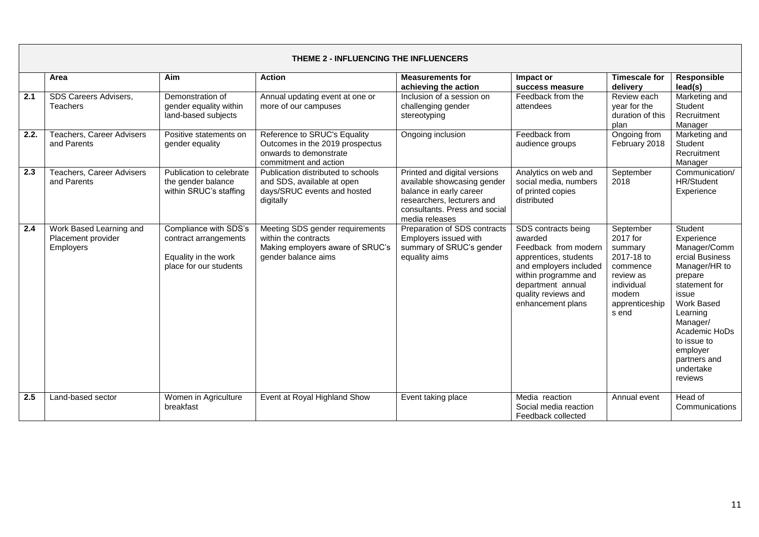| THEME 2 - INFLUENCING THE INFLUENCERS | | | | | | | |
|---|---|---|---|---|---|---|---|
| | **Area** | **Aim** | **Action** | **Measurements for achieving the action** | **Impact or success measure** | **Timescale for delivery** | **Responsible lead(s)** |
| **2.1** | SDS Careers Advisers, Teachers | Demonstration of gender equality within land-based subjects | Annual updating event at one or more of our campuses | Inclusion of a session on challenging gender stereotyping | Feedback from the attendees | Review each year for the duration of this plan | Marketing and Student Recruitment Manager |
| **2.2.** | Teachers, Career Advisers and Parents | Positive statements on gender equality | Reference to SRUC's Equality Outcomes in the 2019 prospectus onwards to demonstrate commitment and action | Ongoing inclusion | Feedback from audience groups | Ongoing from February 2018 | Marketing and Student Recruitment Manager |
| **2.3** | Teachers, Career Advisers and Parents | Publication to celebrate the gender balance within SRUC's staffing | Publication distributed to schools and SDS, available at open days/SRUC events and hosted digitally | Printed and digital versions available showcasing gender balance in early career researchers, lecturers and consultants. Press and social media releases | Analytics on web and social media, numbers of printed copies distributed | September 2018 | Communication/ HR/Student Experience |
| **2.4** | Work Based Learning and Placement provider Employers | Compliance with SDS's contract arrangements<br><br>Equality in the work place for our students | Meeting SDS gender requirements within the contracts<br>Making employers aware of SRUC's gender balance aims | Preparation of SDS contracts Employers issued with summary of SRUC's gender equality aims | SDS contracts being awarded<br>Feedback from modern apprentices, students and employers included within programme and department annual quality reviews and enhancement plans | September 2017 for summary 2017-18 to commence review as individual modern apprenticeships end | Student Experience Manager/Commercial Business Manager/HR to prepare statement for issue<br>Work Based Learning Manager/ Academic HoDs to issue to employer partners and undertake reviews |
| **2.5** | Land-based sector | Women in Agriculture breakfast | Event at Royal Highland Show | Event taking place | Media reaction<br>Social media reaction<br>Feedback collected | Annual event | Head of Communications |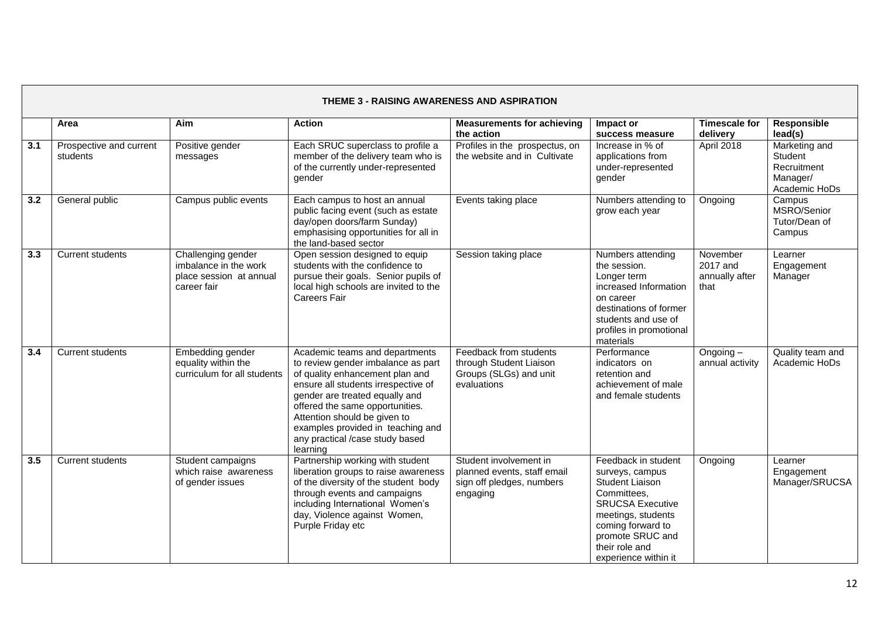| THEME 3 - RAISING AWARENESS AND ASPIRATION | | | | | | | |
|---|---|---|---|---|---|---|---|
| | **Area** | **Aim** | **Action** | **Measurements for achieving the action** | **Impact or success measure** | **Timescale for delivery** | **Responsible lead(s)** |
| **3.1** | Prospective and current students | Positive gender messages | Each SRUC superclass to profile a member of the delivery team who is of the currently under-represented gender | Profiles in the prospectus, on the website and in Cultivate | Increase in % of applications from under-represented gender | April 2018 | Marketing and Student Recruitment Manager/ Academic HoDs |
| **3.2** | General public | Campus public events | Each campus to host an annual public facing event (such as estate day/open doors/farm Sunday) emphasising opportunities for all in the land-based sector | Events taking place | Numbers attending to grow each year | Ongoing | Campus MSRO/Senior Tutor/Dean of Campus |
| **3.3** | Current students | Challenging gender imbalance in the work place session at annual career fair | Open session designed to equip students with the confidence to pursue their goals. Senior pupils of local high schools are invited to the Careers Fair | Session taking place | Numbers attending the session. Longer term increased Information on career destinations of former students and use of profiles in promotional materials | November 2017 and annually after that | Learner Engagement Manager |
| **3.4** | Current students | Embedding gender equality within the curriculum for all students | Academic teams and departments to review gender imbalance as part of quality enhancement plan and ensure all students irrespective of gender are treated equally and offered the same opportunities. Attention should be given to examples provided in teaching and any practical /case study based learning | Feedback from students through Student Liaison Groups (SLGs) and unit evaluations | Performance indicators on retention and achievement of male and female students | Ongoing – annual activity | Quality team and Academic HoDs |
| **3.5** | Current students | Student campaigns which raise awareness of gender issues | Partnership working with student liberation groups to raise awareness of the diversity of the student body through events and campaigns including International Women's day, Violence against Women, Purple Friday etc | Student involvement in planned events, staff email sign off pledges, numbers engaging | Feedback in student surveys, campus Student Liaison Committees, SRUCSA Executive meetings, students coming forward to promote SRUC and their role and experience within it | Ongoing | Learner Engagement Manager/SRUCSA |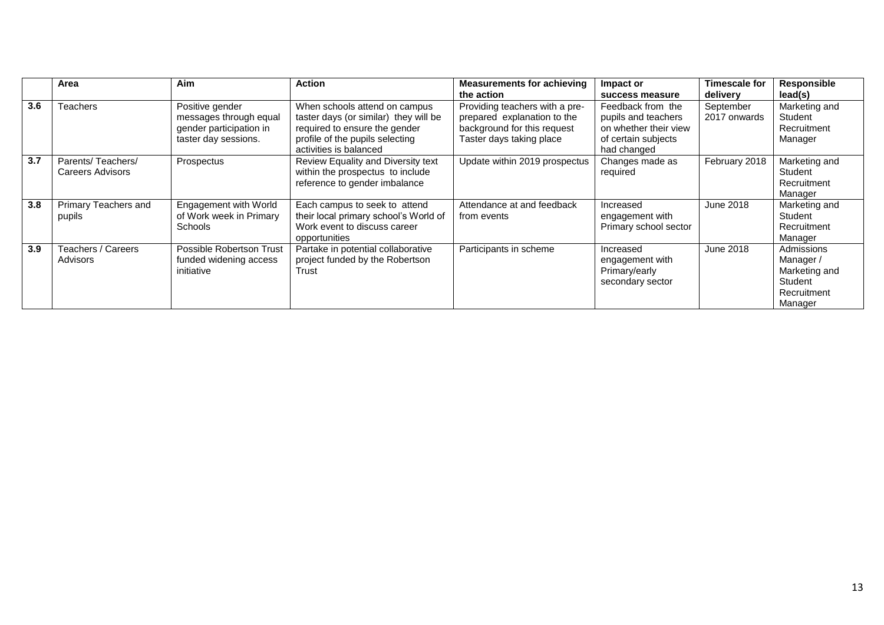| | Area | Aim | Action | Measurements for achieving the action | Impact or success measure | Timescale for delivery | Responsible lead(s) |
|---|---|---|---|---|---|---|---|
| **3.6** | Teachers | Positive gender messages through equal gender participation in taster day sessions. | When schools attend on campus taster days (or similar) they will be required to ensure the gender profile of the pupils selecting activities is balanced | Providing teachers with a pre-prepared explanation to the background for this request Taster days taking place | Feedback from the pupils and teachers on whether their view of certain subjects had changed | September 2017 onwards | Marketing and Student Recruitment Manager |
| **3.7** | Parents/ Teachers/ Careers Advisors | Prospectus | Review Equality and Diversity text within the prospectus to include reference to gender imbalance | Update within 2019 prospectus | Changes made as required | February 2018 | Marketing and Student Recruitment Manager |
| **3.8** | Primary Teachers and pupils | Engagement with World of Work week in Primary Schools | Each campus to seek to attend their local primary school's World of Work event to discuss career opportunities | Attendance at and feedback from events | Increased engagement with Primary school sector | June 2018 | Marketing and Student Recruitment Manager |
| **3.9** | Teachers / Careers Advisors | Possible Robertson Trust funded widening access initiative | Partake in potential collaborative project funded by the Robertson Trust | Participants in scheme | Increased engagement with Primary/early secondary sector | June 2018 | Admissions Manager / Marketing and Student Recruitment Manager |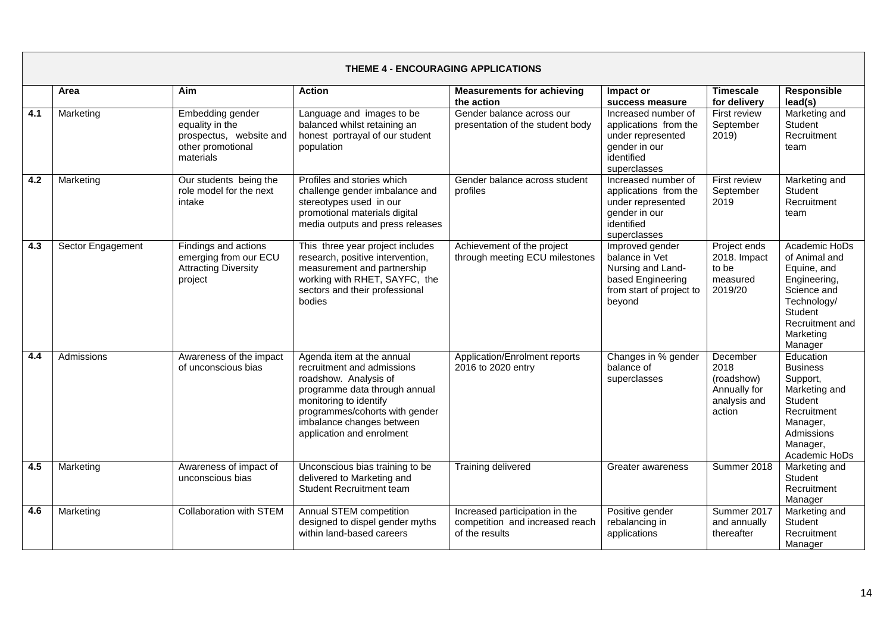| THEME 4 - ENCOURAGING APPLICATIONS | | | | | | | |
|---|---|---|---|---|---|---|---|
| | **Area** | **Aim** | **Action** | **Measurements for achieving the action** | **Impact or success measure** | **Timescale for delivery** | **Responsible lead(s)** |
| **4.1** | Marketing | Embedding gender equality in the prospectus, website and other promotional materials | Language and images to be balanced whilst retaining an honest portrayal of our student population | Gender balance across our presentation of the student body | Increased number of applications from the under represented gender in our identified superclasses | First review September 2019) | Marketing and Student Recruitment team |
| **4.2** | Marketing | Our students being the role model for the next intake | Profiles and stories which challenge gender imbalance and stereotypes used in our promotional materials digital media outputs and press releases | Gender balance across student profiles | Increased number of applications from the under represented gender in our identified superclasses | First review September 2019 | Marketing and Student Recruitment team |
| **4.3** | Sector Engagement | Findings and actions emerging from our ECU Attracting Diversity project | This three year project includes research, positive intervention, measurement and partnership working with RHET, SAYFC, the sectors and their professional bodies | Achievement of the project through meeting ECU milestones | Improved gender balance in Vet Nursing and Land-based Engineering from start of project to beyond | Project ends 2018. Impact to be measured 2019/20 | Academic HoDs of Animal and Equine, and Engineering, Science and Technology/ Student Recruitment and Marketing Manager |
| **4.4** | Admissions | Awareness of the impact of unconscious bias | Agenda item at the annual recruitment and admissions roadshow. Analysis of programme data through annual monitoring to identify programmes/cohorts with gender imbalance changes between application and enrolment | Application/Enrolment reports 2016 to 2020 entry | Changes in % gender balance of superclasses | December 2018 (roadshow) Annually for analysis and action | Education Business Support, Marketing and Student Recruitment Manager, Admissions Manager, Academic HoDs |
| **4.5** | Marketing | Awareness of impact of unconscious bias | Unconscious bias training to be delivered to Marketing and Student Recruitment team | Training delivered | Greater awareness | Summer 2018 | Marketing and Student Recruitment Manager |
| **4.6** | Marketing | Collaboration with STEM | Annual STEM competition designed to dispel gender myths within land-based careers | Increased participation in the competition and increased reach of the results | Positive gender rebalancing in applications | Summer 2017 and annually thereafter | Marketing and Student Recruitment Manager |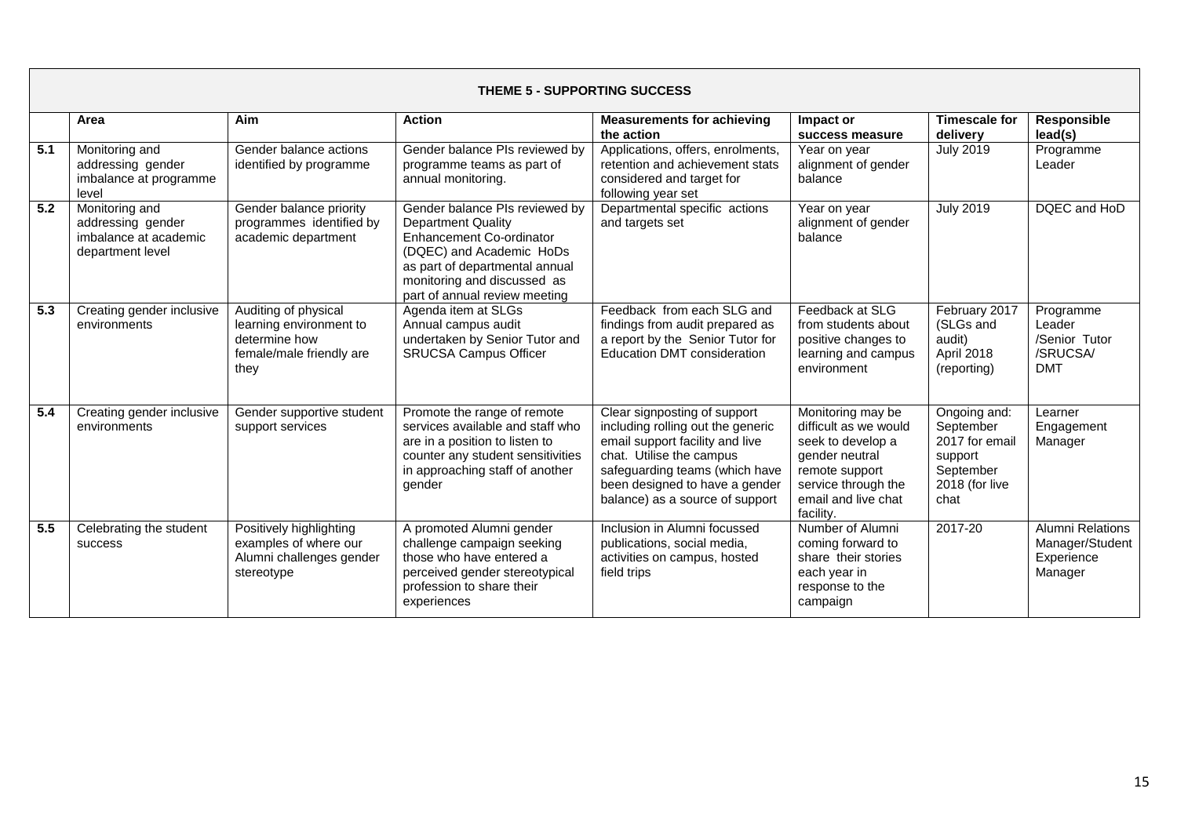| THEME 5 - SUPPORTING SUCCESS | | | | | | | |
|---|---|---|---|---|---|---|---|
| | **Area** | **Aim** | **Action** | **Measurements for achieving the action** | **Impact or success measure** | **Timescale for delivery** | **Responsible lead(s)** |
| **5.1** | Monitoring and addressing gender imbalance at programme level | Gender balance actions identified by programme | Gender balance PIs reviewed by programme teams as part of annual monitoring. | Applications, offers, enrolments, retention and achievement stats considered and target for following year set | Year on year alignment of gender balance | July 2019 | Programme Leader |
| **5.2** | Monitoring and addressing gender imbalance at academic department level | Gender balance priority programmes identified by academic department | Gender balance PIs reviewed by Department Quality Enhancement Co-ordinator (DQEC) and Academic HoDs as part of departmental annual monitoring and discussed as part of annual review meeting | Departmental specific actions and targets set | Year on year alignment of gender balance | July 2019 | DQEC and HoD |
| **5.3** | Creating gender inclusive environments | Auditing of physical learning environment to determine how female/male friendly are they | Agenda item at SLGs<br>Annual campus audit undertaken by Senior Tutor and SRUCSA Campus Officer | Feedback from each SLG and findings from audit prepared as a report by the Senior Tutor for Education DMT consideration | Feedback at SLG from students about positive changes to learning and campus environment | February 2017 (SLGs and audit)<br>April 2018 (reporting) | Programme Leader /Senior Tutor /SRUCSA/ DMT |
| **5.4** | Creating gender inclusive environments | Gender supportive student support services | Promote the range of remote services available and staff who are in a position to listen to counter any student sensitivities in approaching staff of another gender | Clear signposting of support including rolling out the generic email support facility and live chat. Utilise the campus safeguarding teams (which have been designed to have a gender balance) as a source of support | Monitoring may be difficult as we would seek to develop a gender neutral remote support service through the email and live chat facility. | Ongoing and: September 2017 for email support September 2018 (for live chat | Learner Engagement Manager |
| **5.5** | Celebrating the student success | Positively highlighting examples of where our Alumni challenges gender stereotype | A promoted Alumni gender challenge campaign seeking those who have entered a perceived gender stereotypical profession to share their experiences | Inclusion in Alumni focussed publications, social media, activities on campus, hosted field trips | Number of Alumni coming forward to share their stories each year in response to the campaign | 2017-20 | Alumni Relations Manager/Student Experience Manager |